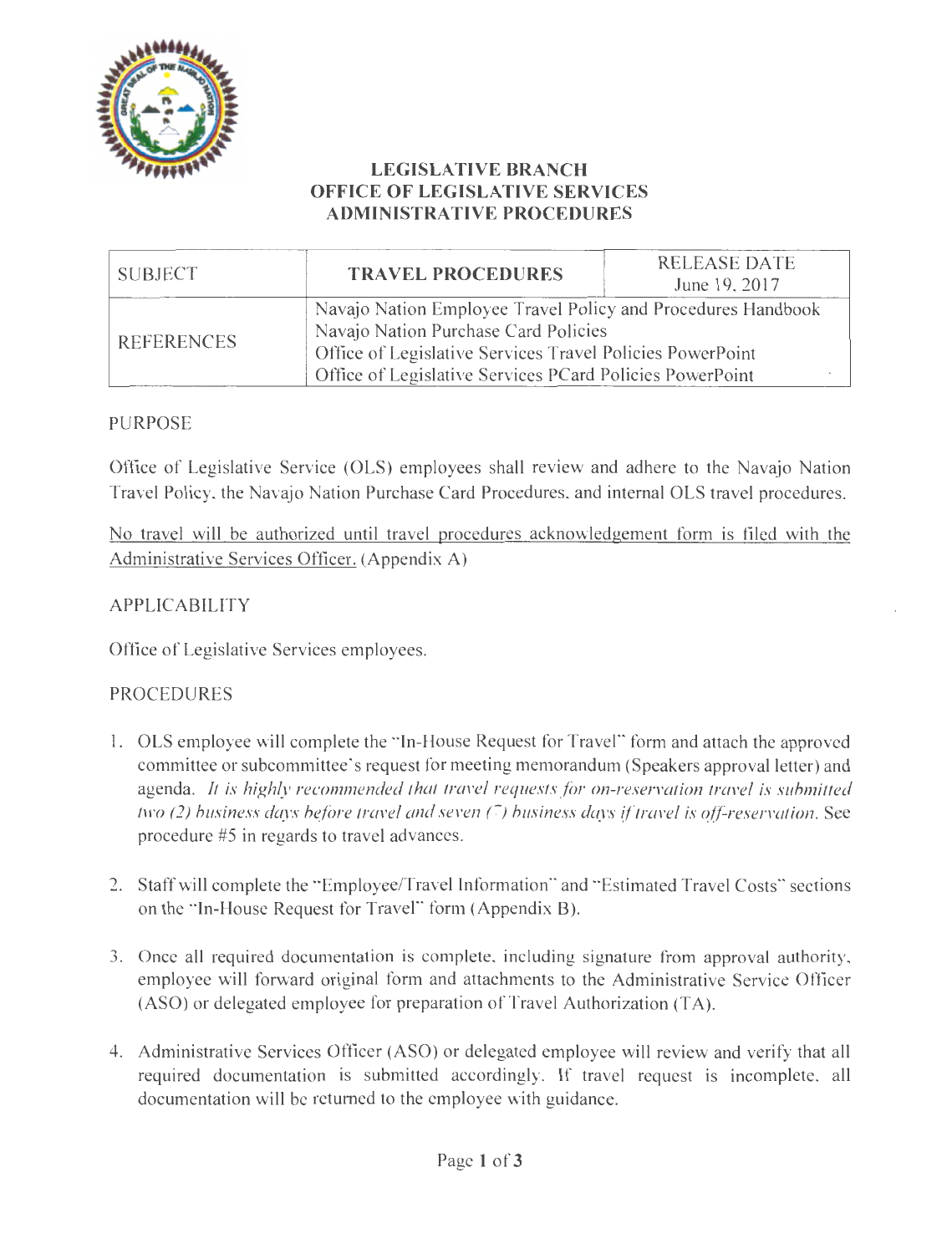# LEGISLATIVE BRANCH
# OFFICE OF LEGISLATIVE SERVICES
# ADMINISTRATIVE PROCEDURES

| SUBJECT | TRAVEL PROCEDURES | RELEASE DATE June 19, 2017 |
|---|---|---|
| REFERENCES | Navajo Nation Employee Travel Policy and Procedures Handbook<br>Navajo Nation Purchase Card Policies<br>Office of Legislative Services Travel Policies PowerPoint<br>Office of Legislative Services PCard Policies PowerPoint | |

## PURPOSE

Office of Legislative Service (OLS) employees shall review and adhere to the Navajo Nation Travel Policy, the Navajo Nation Purchase Card Procedures, and internal OLS travel procedures.

<u>No travel will be authorized until travel procedures acknowledgement form is filed with the Administrative Services Officer.</u> (Appendix A)

## APPLICABILITY

Office of Legislative Services employees.

## PROCEDURES

1. OLS employee will complete the "In-House Request for Travel" form and attach the approved committee or subcommittee's request for meeting memorandum (Speakers approval letter) and agenda. *It is highly recommended that travel requests for on-reservation travel is submitted two (2) business days before travel and seven (7) business days if travel is off-reservation.* See procedure #5 in regards to travel advances.

2. Staff will complete the "Employee/Travel Information" and "Estimated Travel Costs" sections on the "In-House Request for Travel" form (Appendix B).

3. Once all required documentation is complete, including signature from approval authority, employee will forward original form and attachments to the Administrative Service Officer (ASO) or delegated employee for preparation of Travel Authorization (TA).

4. Administrative Services Officer (ASO) or delegated employee will review and verify that all required documentation is submitted accordingly. If travel request is incomplete, all documentation will be returned to the employee with guidance.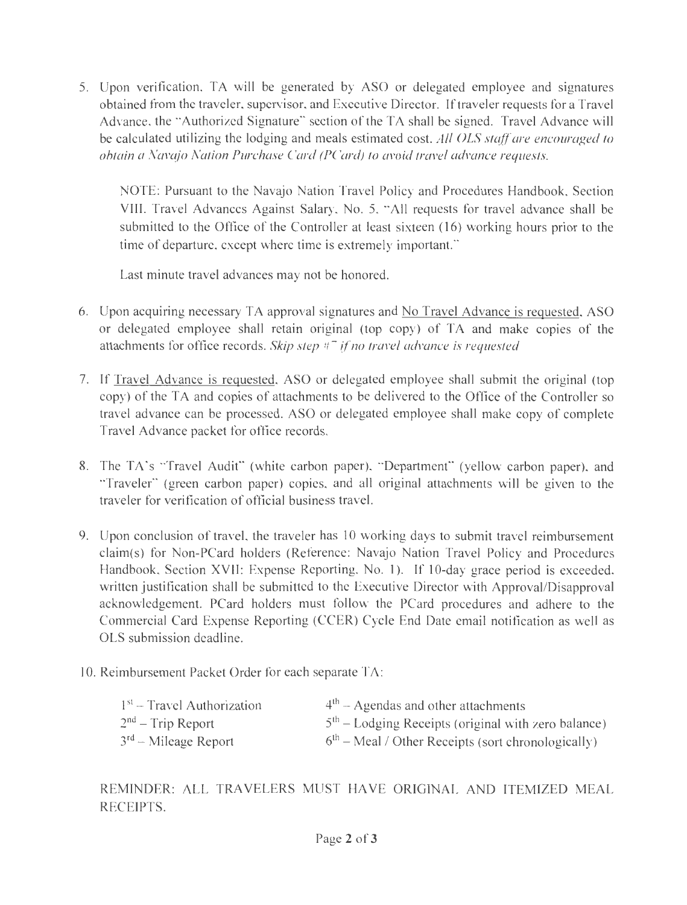5. Upon verification, TA will be generated by ASO or delegated employee and signatures obtained from the traveler, supervisor, and Executive Director. If traveler requests for a Travel Advance, the "Authorized Signature" section of the TA shall be signed. Travel Advance will be calculated utilizing the lodging and meals estimated cost. *All OLS staff are encouraged to obtain a Navajo Nation Purchase Card (PCard) to avoid travel advance requests.*

   NOTE: Pursuant to the Navajo Nation Travel Policy and Procedures Handbook, Section VIII. Travel Advances Against Salary, No. 5, "All requests for travel advance shall be submitted to the Office of the Controller at least sixteen (16) working hours prior to the time of departure, except where time is extremely important."

   Last minute travel advances may not be honored.

6. Upon acquiring necessary TA approval signatures and <u>No Travel Advance is requested</u>, ASO or delegated employee shall retain original (top copy) of TA and make copies of the attachments for office records. *Skip step #7 if no travel advance is requested*

7. If <u>Travel Advance is requested</u>, ASO or delegated employee shall submit the original (top copy) of the TA and copies of attachments to be delivered to the Office of the Controller so travel advance can be processed. ASO or delegated employee shall make copy of complete Travel Advance packet for office records.

8. The TA's "Travel Audit" (white carbon paper), "Department" (yellow carbon paper), and "Traveler" (green carbon paper) copies, and all original attachments will be given to the traveler for verification of official business travel.

9. Upon conclusion of travel, the traveler has 10 working days to submit travel reimbursement claim(s) for Non-PCard holders (Reference: Navajo Nation Travel Policy and Procedures Handbook, Section XVII: Expense Reporting, No. 1). If 10-day grace period is exceeded, written justification shall be submitted to the Executive Director with Approval/Disapproval acknowledgement. PCard holders must follow the PCard procedures and adhere to the Commercial Card Expense Reporting (CCER) Cycle End Date email notification as well as OLS submission deadline.

10. Reimbursement Packet Order for each separate TA:

    1st – Travel Authorization
    2nd – Trip Report
    3rd – Mileage Report
    4th – Agendas and other attachments
    5th – Lodging Receipts (original with zero balance)
    6th – Meal / Other Receipts (sort chronologically)

REMINDER: ALL TRAVELERS MUST HAVE ORIGINAL AND ITEMIZED MEAL RECEIPTS.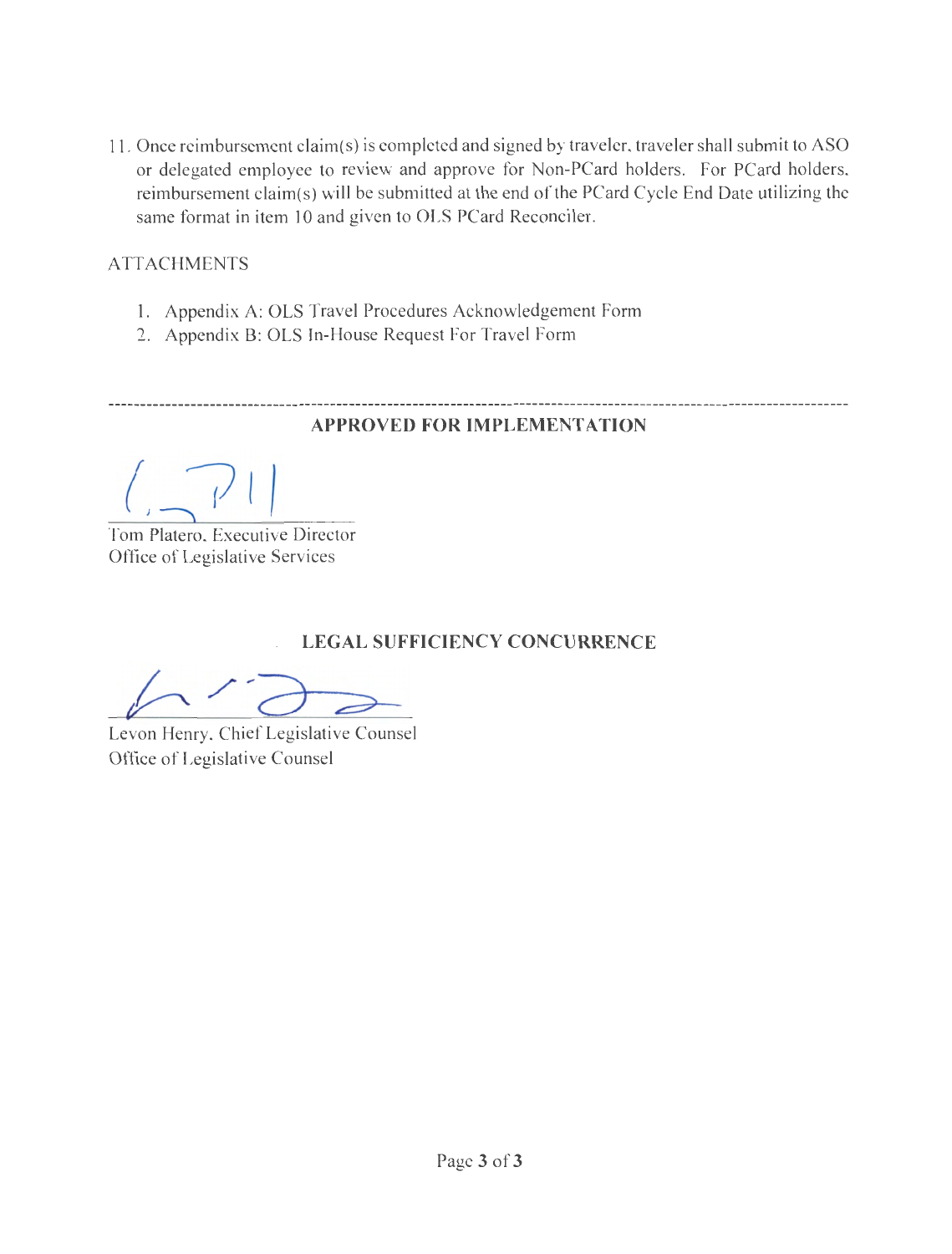11. Once reimbursement claim(s) is completed and signed by traveler, traveler shall submit to ASO or delegated employee to review and approve for Non-PCard holders. For PCard holders, reimbursement claim(s) will be submitted at the end of the PCard Cycle End Date utilizing the same format in item 10 and given to OLS PCard Reconciler.

ATTACHMENTS

1. Appendix A: OLS Travel Procedures Acknowledgement Form
2. Appendix B: OLS In-House Request For Travel Form

---

**APPROVED FOR IMPLEMENTATION**

Tom Platero, Executive Director
Office of Legislative Services

**LEGAL SUFFICIENCY CONCURRENCE**

Levon Henry, Chief Legislative Counsel
Office of Legislative Counsel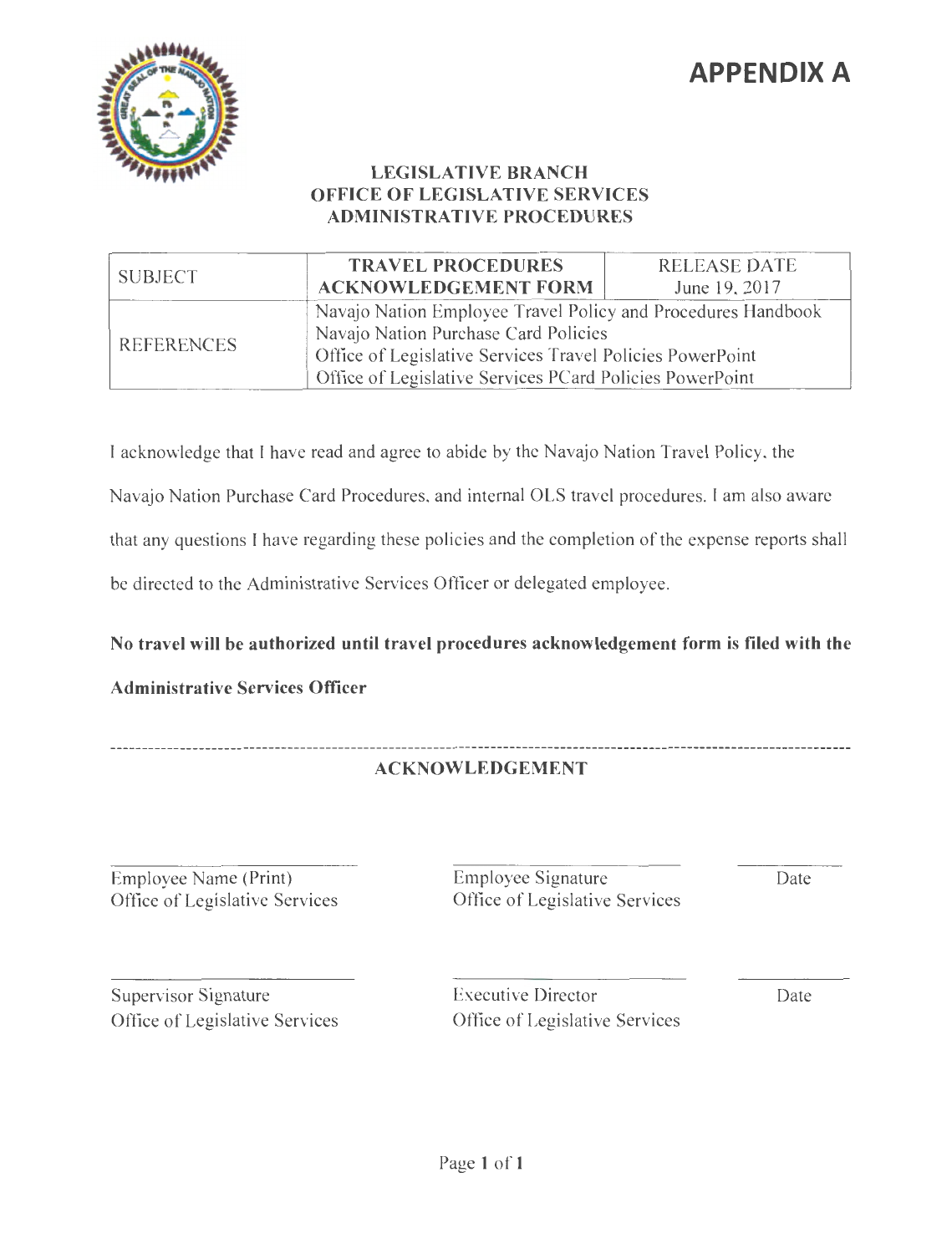# APPENDIX A

**LEGISLATIVE BRANCH**
**OFFICE OF LEGISLATIVE SERVICES**
**ADMINISTRATIVE PROCEDURES**

| SUBJECT | **TRAVEL PROCEDURES ACKNOWLEDGEMENT FORM** | RELEASE DATE June 19, 2017 |
| --- | --- | --- |
| REFERENCES | Navajo Nation Employee Travel Policy and Procedures Handbook<br>Navajo Nation Purchase Card Policies<br>Office of Legislative Services Travel Policies PowerPoint<br>Office of Legislative Services PCard Policies PowerPoint | |

I acknowledge that I have read and agree to abide by the Navajo Nation Travel Policy, the Navajo Nation Purchase Card Procedures, and internal OLS travel procedures. I am also aware that any questions I have regarding these policies and the completion of the expense reports shall be directed to the Administrative Services Officer or delegated employee.

**No travel will be authorized until travel procedures acknowledgement form is filed with the Administrative Services Officer**

---

**ACKNOWLEDGEMENT**

| ______________________ | ______________________ | __________ |
| --- | --- | --- |
| Employee Name (Print)<br>Office of Legislative Services | Employee Signature<br>Office of Legislative Services | Date |
| ______________________ | ______________________ | __________ |
| Supervisor Signature<br>Office of Legislative Services | Executive Director<br>Office of Legislative Services | Date |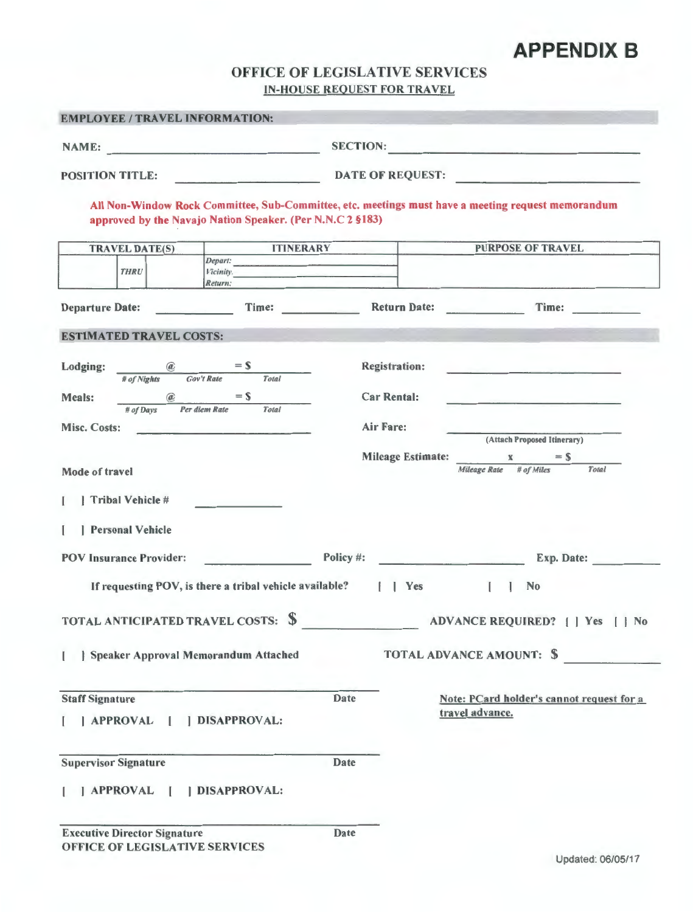# APPENDIX B

## OFFICE OF LEGISLATIVE SERVICES

### IN-HOUSE REQUEST FOR TRAVEL

**EMPLOYEE / TRAVEL INFORMATION:**

**NAME:** ______________________ **SECTION:** ______________________

**POSITION TITLE:** ______________________ **DATE OF REQUEST:** ______________________

**All Non-Window Rock Committee, Sub-Committee, etc. meetings must have a meeting request memorandum approved by the Navajo Nation Speaker. (Per N.N.C 2 §183)**

| TRAVEL DATE(S) | | | ITINERARY | PURPOSE OF TRAVEL |
|---|---|---|---|---|
| | *THRU* | | *Depart:* ______<br>*Vicinity:* ______<br>*Return:* ______ | |

**Departure Date:** __________ **Time:** __________ **Return Date:** __________ **Time:** __________

**ESTIMATED TRAVEL COSTS:**

**Lodging:** ______ @ ______ = $ ______
*# of Nights* *Gov't Rate* *Total*

**Meals:** ______ @ ______ = $ ______
*# of Days* *Per diem Rate* *Total*

**Misc. Costs:** ______________________

**Registration:** ______________________

**Car Rental:** ______________________

**Air Fare:** ______________________
(Attach Proposed Itinerary)

**Mileage Estimate:** ______ x ______ = $ ______
*Mileage Rate* *# of Miles* *Total*

**Mode of travel**

[ ] Tribal Vehicle # __________

[ ] Personal Vehicle

**POV Insurance Provider:** __________ **Policy #:** __________ **Exp. Date:** __________

**If requesting POV, is there a tribal vehicle available?** [ ] Yes [ ] No

**TOTAL ANTICIPATED TRAVEL COSTS:** $ __________ **ADVANCE REQUIRED?** [ ] Yes [ ] No

[ ] **Speaker Approval Memorandum Attached** **TOTAL ADVANCE AMOUNT:** $ __________

______________________________
**Staff Signature** **Date**

[ ] **APPROVAL** [ ] **DISAPPROVAL:**

Note: PCard holder's cannot request for a travel advance.

______________________________
**Supervisor Signature** **Date**

[ ] **APPROVAL** [ ] **DISAPPROVAL:**

______________________________
**Executive Director Signature** **Date**
**OFFICE OF LEGISLATIVE SERVICES**

Updated: 06/05/17